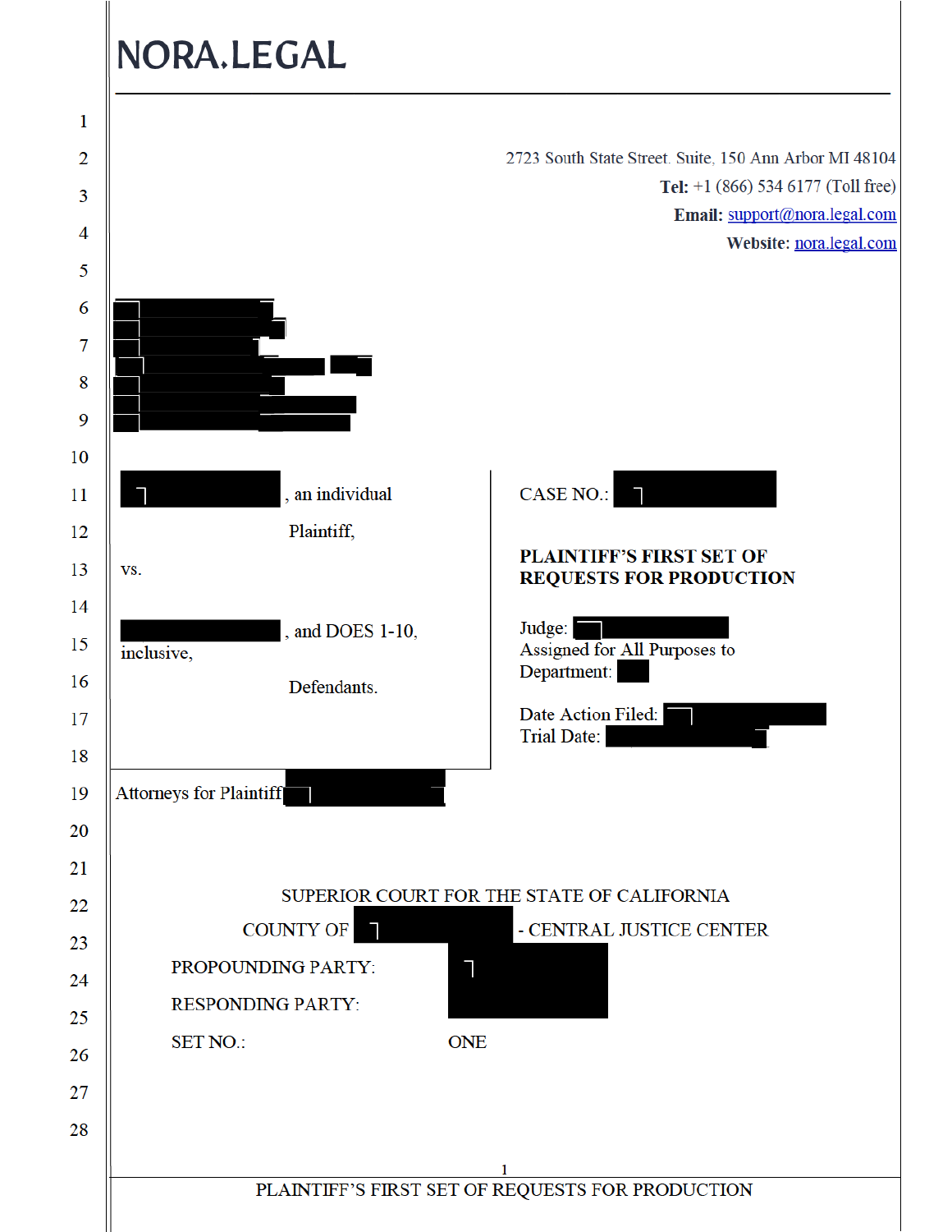# NORA.LEGAL

2723 South State Street. Suite, 150 Ann Arbor MI 48104
**Tel:** +1 (866) 534 6177 (Toll free)
**Email:** support@nora.legal.com
**Website:** nora.legal.com

[REDACTED], an individual

Plaintiff,

vs.

[REDACTED], and DOES 1-10, inclusive,

Defendants.

CASE NO.: [REDACTED]

**PLAINTIFF'S FIRST SET OF REQUESTS FOR PRODUCTION**

Judge: [REDACTED]
Assigned for All Purposes to Department: [REDACTED]

Date Action Filed: [REDACTED]
Trial Date: [REDACTED]

Attorneys for Plaintiff [REDACTED]

SUPERIOR COURT FOR THE STATE OF CALIFORNIA

COUNTY OF [REDACTED] - CENTRAL JUSTICE CENTER

PROPOUNDING PARTY: [REDACTED]

RESPONDING PARTY: [REDACTED]

SET NO.: ONE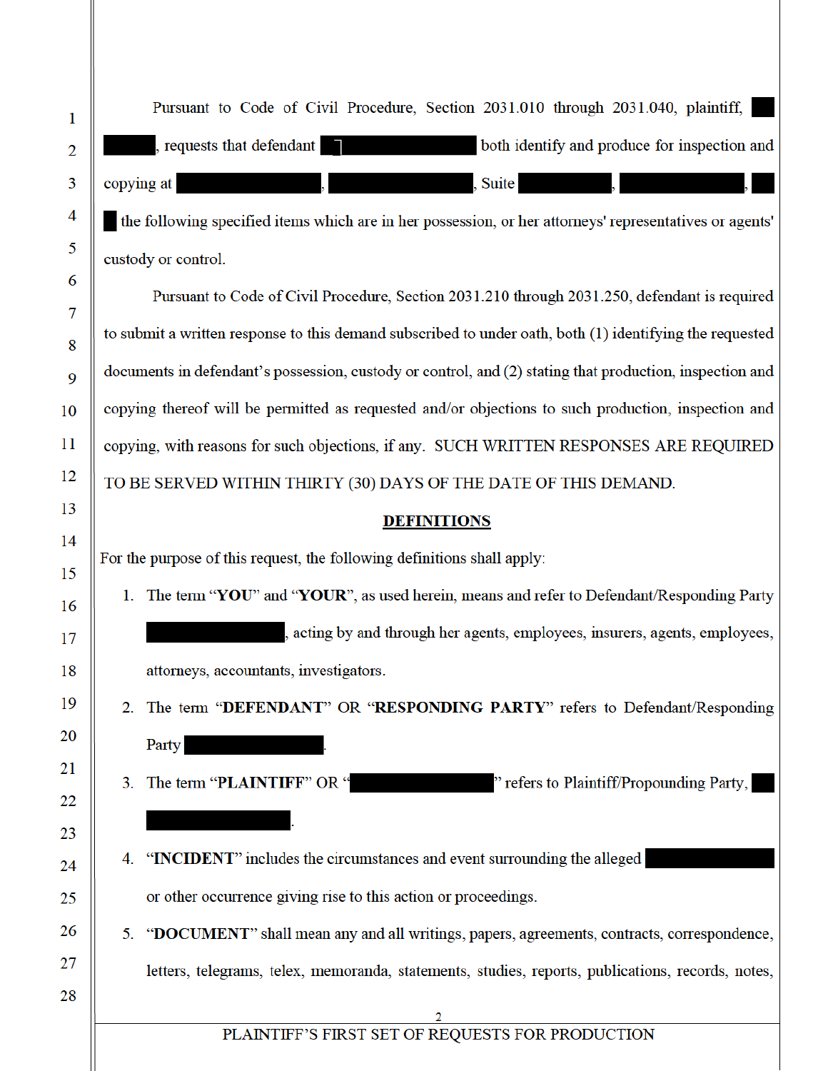Pursuant to Code of Civil Procedure, Section 2031.010 through 2031.040, plaintiff, ████ █████, requests that defendant ██████████████ both identify and produce for inspection and copying at ██████████, ██████████, Suite ██████, ██████████, ██ ██ the following specified items which are in her possession, or her attorneys' representatives or agents' custody or control.

Pursuant to Code of Civil Procedure, Section 2031.210 through 2031.250, defendant is required to submit a written response to this demand subscribed to under oath, both (1) identifying the requested documents in defendant's possession, custody or control, and (2) stating that production, inspection and copying thereof will be permitted as requested and/or objections to such production, inspection and copying, with reasons for such objections, if any. SUCH WRITTEN RESPONSES ARE REQUIRED TO BE SERVED WITHIN THIRTY (30) DAYS OF THE DATE OF THIS DEMAND.

## DEFINITIONS

For the purpose of this request, the following definitions shall apply:

1. The term "**YOU**" and "**YOUR**", as used herein, means and refer to Defendant/Responding Party ██████████, acting by and through her agents, employees, insurers, agents, employees, attorneys, accountants, investigators.
2. The term "**DEFENDANT**" OR "**RESPONDING PARTY**" refers to Defendant/Responding Party ██████████.
3. The term "**PLAINTIFF**" OR "██████████" refers to Plaintiff/Propounding Party, ██ ██████████.
4. "**INCIDENT**" includes the circumstances and event surrounding the alleged ██████████ or other occurrence giving rise to this action or proceedings.
5. "**DOCUMENT**" shall mean any and all writings, papers, agreements, contracts, correspondence, letters, telegrams, telex, memoranda, statements, studies, reports, publications, records, notes,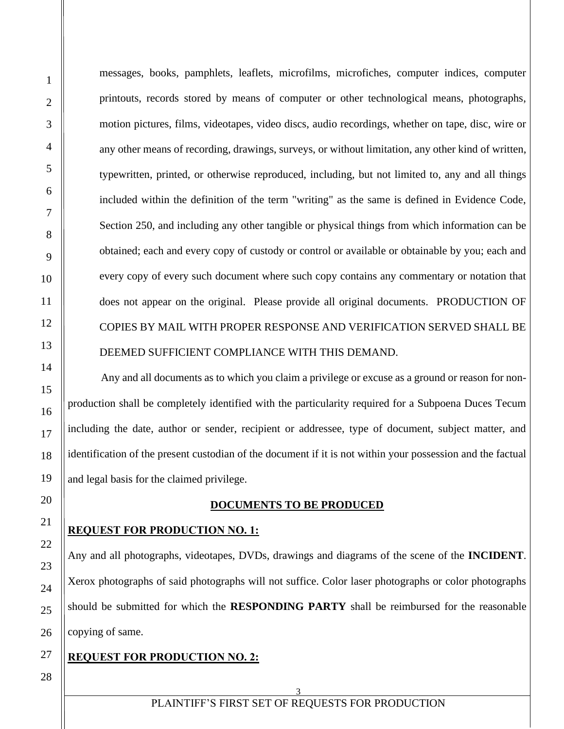messages, books, pamphlets, leaflets, microfilms, microfiches, computer indices, computer printouts, records stored by means of computer or other technological means, photographs, motion pictures, films, videotapes, video discs, audio recordings, whether on tape, disc, wire or any other means of recording, drawings, surveys, or without limitation, any other kind of written, typewritten, printed, or otherwise reproduced, including, but not limited to, any and all things included within the definition of the term "writing" as the same is defined in Evidence Code, Section 250, and including any other tangible or physical things from which information can be obtained; each and every copy of custody or control or available or obtainable by you; each and every copy of every such document where such copy contains any commentary or notation that does not appear on the original. Please provide all original documents. PRODUCTION OF COPIES BY MAIL WITH PROPER RESPONSE AND VERIFICATION SERVED SHALL BE DEEMED SUFFICIENT COMPLIANCE WITH THIS DEMAND.

Any and all documents as to which you claim a privilege or excuse as a ground or reason for non-production shall be completely identified with the particularity required for a Subpoena Duces Tecum including the date, author or sender, recipient or addressee, type of document, subject matter, and identification of the present custodian of the document if it is not within your possession and the factual and legal basis for the claimed privilege.

**DOCUMENTS TO BE PRODUCED**

**REQUEST FOR PRODUCTION NO. 1:**

Any and all photographs, videotapes, DVDs, drawings and diagrams of the scene of the **INCIDENT**. Xerox photographs of said photographs will not suffice. Color laser photographs or color photographs should be submitted for which the **RESPONDING PARTY** shall be reimbursed for the reasonable copying of same.

**REQUEST FOR PRODUCTION NO. 2:**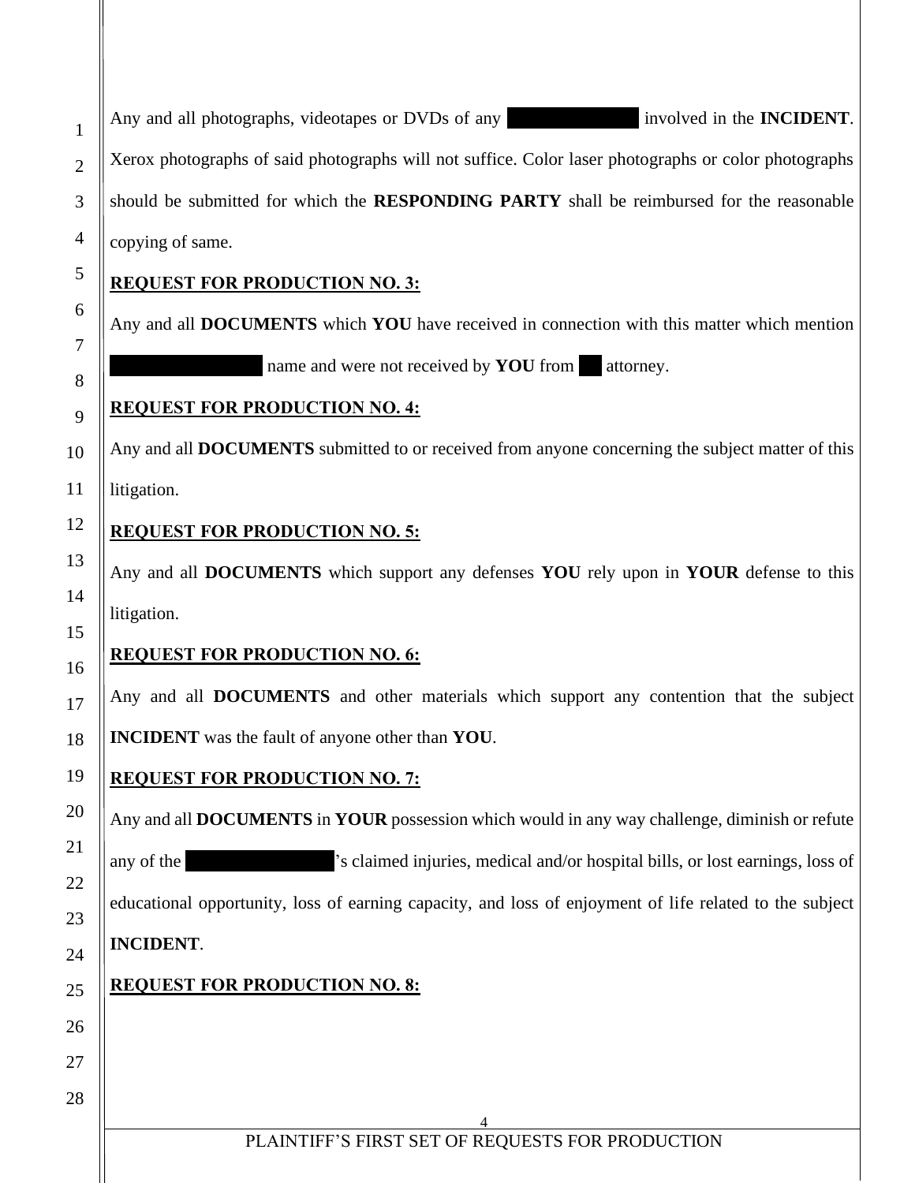Any and all photographs, videotapes or DVDs of any [REDACTED] involved in the **INCIDENT**. Xerox photographs of said photographs will not suffice. Color laser photographs or color photographs should be submitted for which the **RESPONDING PARTY** shall be reimbursed for the reasonable copying of same.

**REQUEST FOR PRODUCTION NO. 3:**

Any and all **DOCUMENTS** which **YOU** have received in connection with this matter which mention [REDACTED] name and were not received by **YOU** from [REDACTED] attorney.

**REQUEST FOR PRODUCTION NO. 4:**

Any and all **DOCUMENTS** submitted to or received from anyone concerning the subject matter of this litigation.

**REQUEST FOR PRODUCTION NO. 5:**

Any and all **DOCUMENTS** which support any defenses **YOU** rely upon in **YOUR** defense to this litigation.

**REQUEST FOR PRODUCTION NO. 6:**

Any and all **DOCUMENTS** and other materials which support any contention that the subject **INCIDENT** was the fault of anyone other than **YOU**.

**REQUEST FOR PRODUCTION NO. 7:**

Any and all **DOCUMENTS** in **YOUR** possession which would in any way challenge, diminish or refute any of the [REDACTED]'s claimed injuries, medical and/or hospital bills, or lost earnings, loss of educational opportunity, loss of earning capacity, and loss of enjoyment of life related to the subject **INCIDENT**.

**REQUEST FOR PRODUCTION NO. 8:**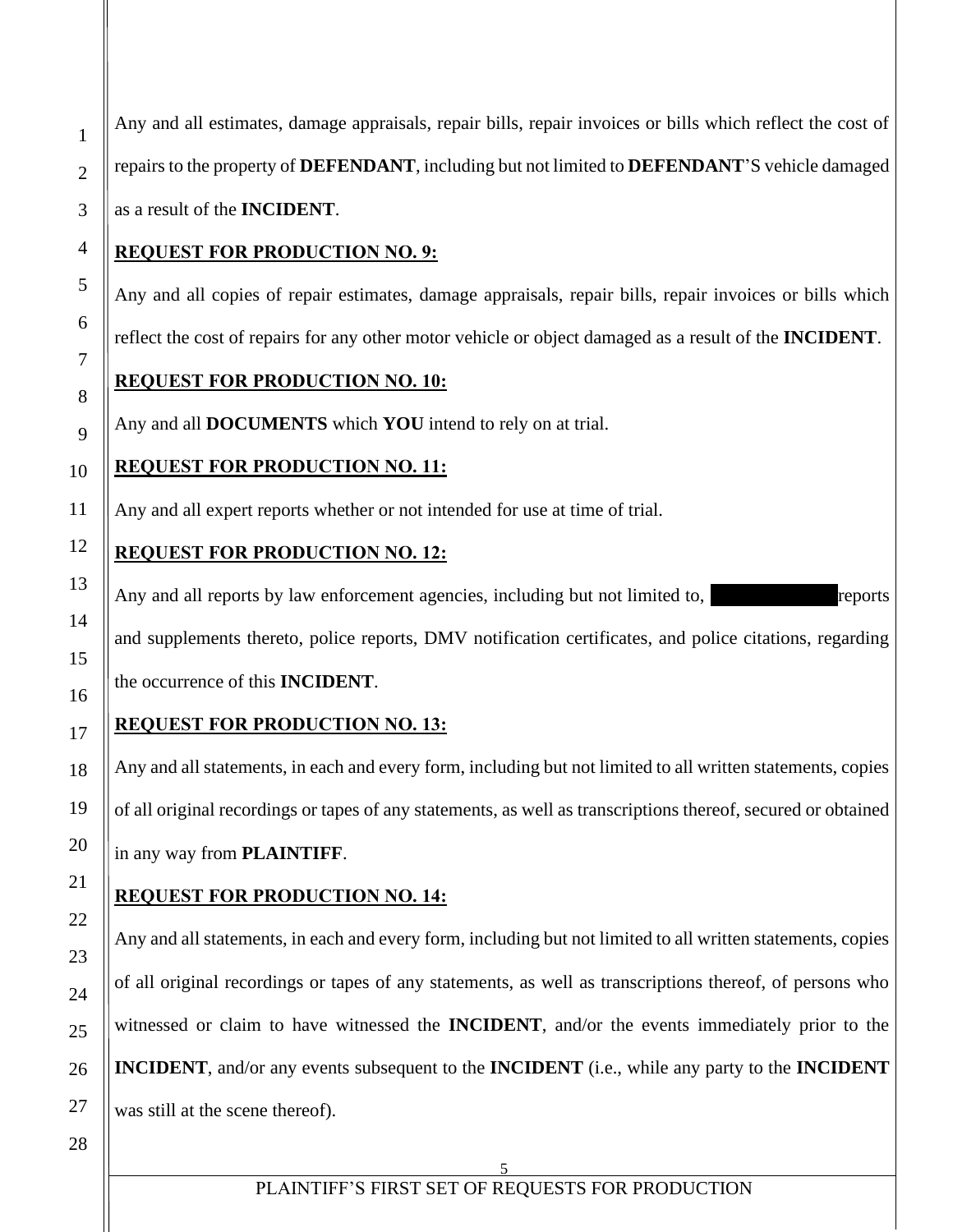Any and all estimates, damage appraisals, repair bills, repair invoices or bills which reflect the cost of repairs to the property of **DEFENDANT**, including but not limited to **DEFENDANT**'S vehicle damaged as a result of the **INCIDENT**.

**REQUEST FOR PRODUCTION NO. 9:**

Any and all copies of repair estimates, damage appraisals, repair bills, repair invoices or bills which reflect the cost of repairs for any other motor vehicle or object damaged as a result of the **INCIDENT**.

**REQUEST FOR PRODUCTION NO. 10:**

Any and all **DOCUMENTS** which **YOU** intend to rely on at trial.

**REQUEST FOR PRODUCTION NO. 11:**

Any and all expert reports whether or not intended for use at time of trial.

**REQUEST FOR PRODUCTION NO. 12:**

Any and all reports by law enforcement agencies, including but not limited to, [REDACTED] reports and supplements thereto, police reports, DMV notification certificates, and police citations, regarding the occurrence of this **INCIDENT**.

**REQUEST FOR PRODUCTION NO. 13:**

Any and all statements, in each and every form, including but not limited to all written statements, copies of all original recordings or tapes of any statements, as well as transcriptions thereof, secured or obtained in any way from **PLAINTIFF**.

**REQUEST FOR PRODUCTION NO. 14:**

Any and all statements, in each and every form, including but not limited to all written statements, copies of all original recordings or tapes of any statements, as well as transcriptions thereof, of persons who witnessed or claim to have witnessed the **INCIDENT**, and/or the events immediately prior to the **INCIDENT**, and/or any events subsequent to the **INCIDENT** (i.e., while any party to the **INCIDENT** was still at the scene thereof).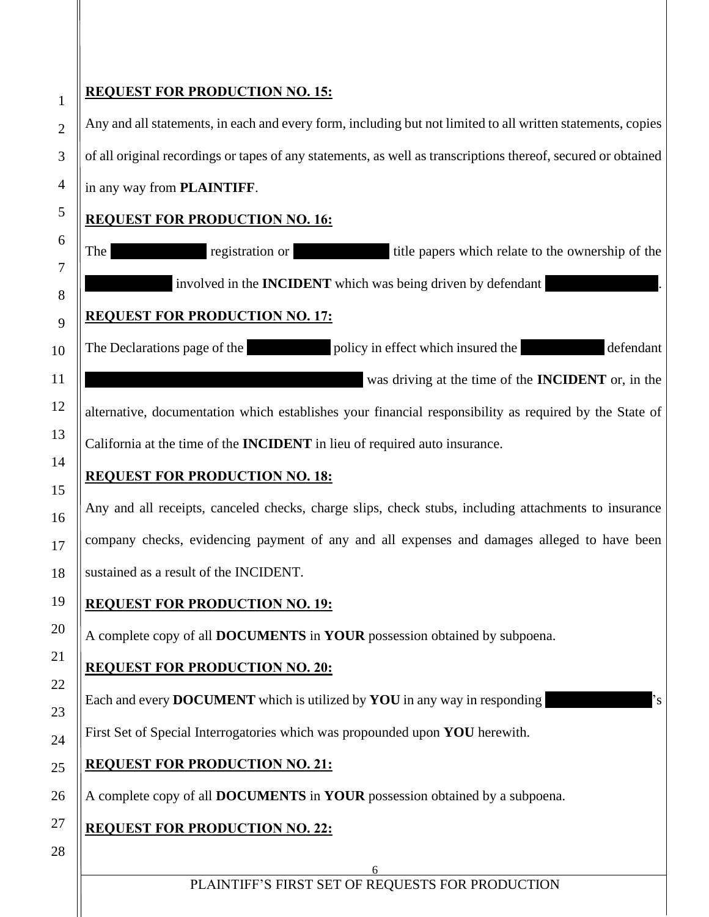**REQUEST FOR PRODUCTION NO. 15:**

Any and all statements, in each and every form, including but not limited to all written statements, copies of all original recordings or tapes of any statements, as well as transcriptions thereof, secured or obtained in any way from **PLAINTIFF**.

**REQUEST FOR PRODUCTION NO. 16:**

The [REDACTED] registration or [REDACTED] title papers which relate to the ownership of the [REDACTED] involved in the **INCIDENT** which was being driven by defendant [REDACTED].

**REQUEST FOR PRODUCTION NO. 17:**

The Declarations page of the [REDACTED] policy in effect which insured the [REDACTED] defendant [REDACTED] was driving at the time of the **INCIDENT** or, in the alternative, documentation which establishes your financial responsibility as required by the State of California at the time of the **INCIDENT** in lieu of required auto insurance.

**REQUEST FOR PRODUCTION NO. 18:**

Any and all receipts, canceled checks, charge slips, check stubs, including attachments to insurance company checks, evidencing payment of any and all expenses and damages alleged to have been sustained as a result of the INCIDENT.

**REQUEST FOR PRODUCTION NO. 19:**

A complete copy of all **DOCUMENTS** in **YOUR** possession obtained by subpoena.

**REQUEST FOR PRODUCTION NO. 20:**

Each and every **DOCUMENT** which is utilized by **YOU** in any way in responding [REDACTED]'s First Set of Special Interrogatories which was propounded upon **YOU** herewith.

**REQUEST FOR PRODUCTION NO. 21:**

A complete copy of all **DOCUMENTS** in **YOUR** possession obtained by a subpoena.

**REQUEST FOR PRODUCTION NO. 22:**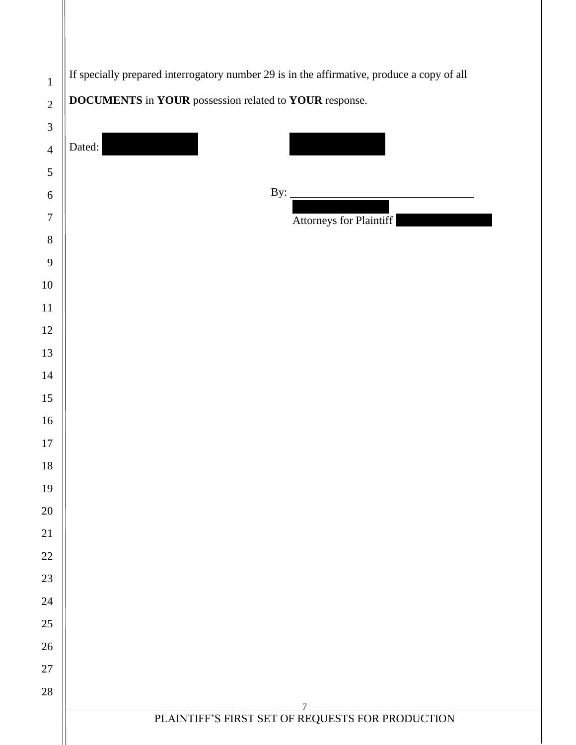If specially prepared interrogatory number 29 is in the affirmative, produce a copy of all **DOCUMENTS** in **YOUR** possession related to **YOUR** response.

Dated: 

By: \_\_\_\_\_\_\_\_\_\_\_\_\_\_\_\_\_\_\_\_\_\_\_\_\_\_\_\_\_\_\_\_

Attorneys for Plaintiff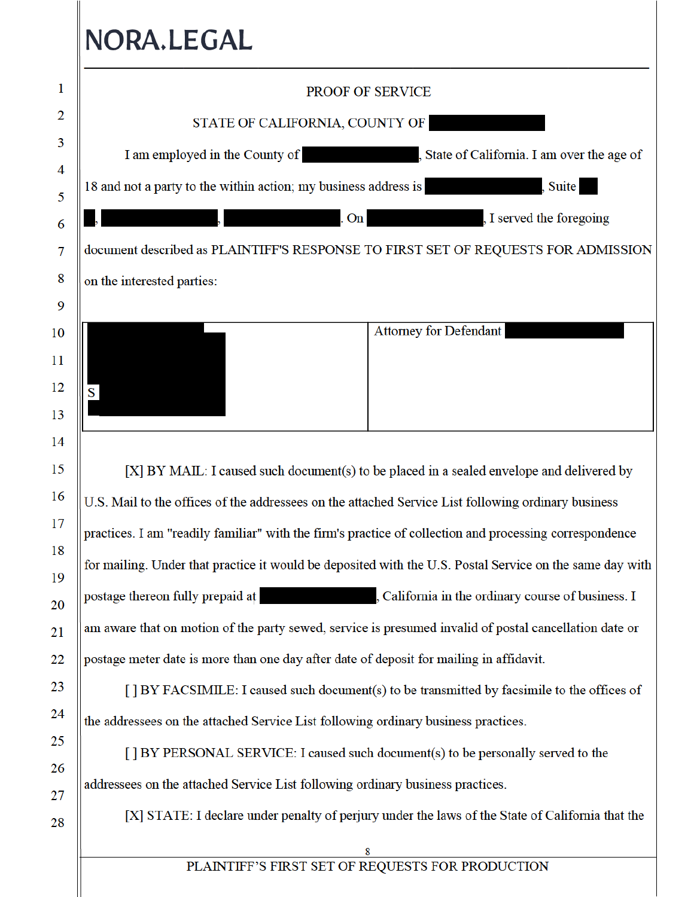# PROOF OF SERVICE

STATE OF CALIFORNIA, COUNTY OF ████████

I am employed in the County of ████████, State of California. I am over the age of 18 and not a party to the within action; my business address is ████████, Suite ██ █, ████████, ████████. On ████████, I served the foregoing document described as PLAINTIFF'S RESPONSE TO FIRST SET OF REQUESTS FOR ADMISSION on the interested parties:

| ████████ S ████████ | Attorney for Defendant ████████ |
|---|---|

[X] BY MAIL: I caused such document(s) to be placed in a sealed envelope and delivered by U.S. Mail to the offices of the addressees on the attached Service List following ordinary business practices. I am "readily familiar" with the firm's practice of collection and processing correspondence for mailing. Under that practice it would be deposited with the U.S. Postal Service on the same day with postage thereon fully prepaid at ████████, California in the ordinary course of business. I am aware that on motion of the party sewed, service is presumed invalid of postal cancellation date or postage meter date is more than one day after date of deposit for mailing in affidavit.

[ ] BY FACSIMILE: I caused such document(s) to be transmitted by facsimile to the offices of the addressees on the attached Service List following ordinary business practices.

[ ] BY PERSONAL SERVICE: I caused such document(s) to be personally served to the addressees on the attached Service List following ordinary business practices.

[X] STATE: I declare under penalty of perjury under the laws of the State of California that the

PLAINTIFF'S FIRST SET OF REQUESTS FOR PRODUCTION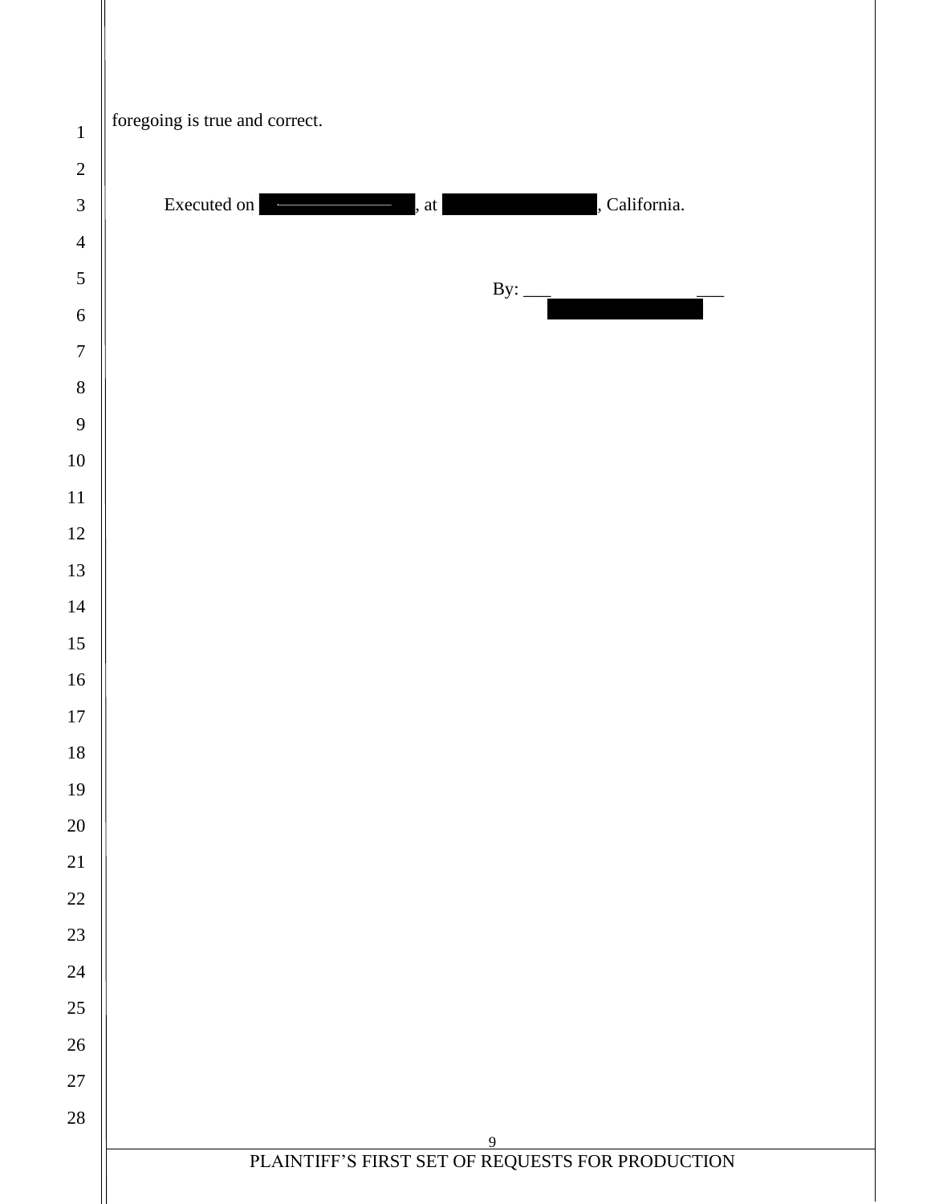foregoing is true and correct.

Executed on [REDACTED], at [REDACTED], California.

By: ___ [REDACTED] ___